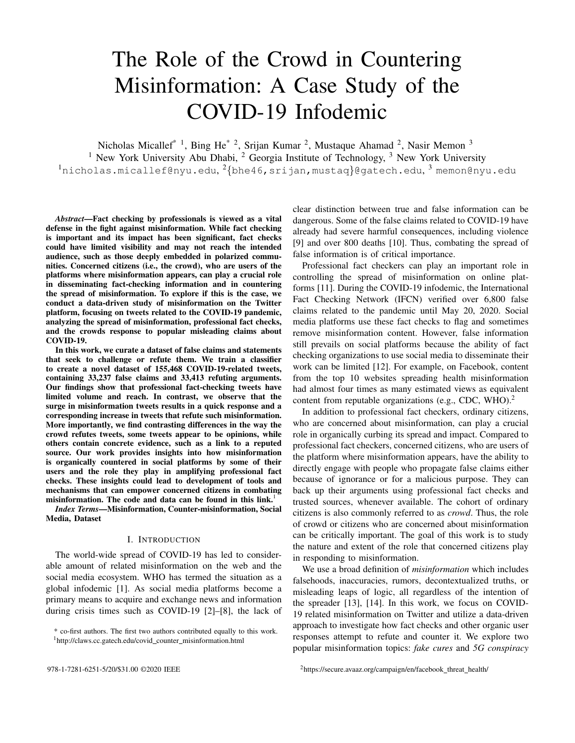# The Role of the Crowd in Countering Misinformation: A Case Study of the COVID-19 Infodemic

Nicholas Micallef* [1], Bing He* [2], Srijan Kumar [2], Mustaque Ahamad [2], Nasir Memon [3]

[1] New York University Abu Dhabi, [2] Georgia Institute of Technology, [3] New York University

[1]nicholas.micallef@nyu.edu, [2]{bhe46,srijan,mustaq}@gatech.edu, [3] memon@nyu.edu

***Abstract*—Fact checking by professionals is viewed as a vital defense in the fight against misinformation. While fact checking is important and its impact has been significant, fact checks could have limited visibility and may not reach the intended audience, such as those deeply embedded in polarized communities. Concerned citizens (i.e., the crowd), who are users of the platforms where misinformation appears, can play a crucial role in disseminating fact-checking information and in countering the spread of misinformation. To explore if this is the case, we conduct a data-driven study of misinformation on the Twitter platform, focusing on tweets related to the COVID-19 pandemic, analyzing the spread of misinformation, professional fact checks, and the crowds response to popular misleading claims about COVID-19.**

**In this work, we curate a dataset of false claims and statements that seek to challenge or refute them. We train a classifier to create a novel dataset of 155,468 COVID-19-related tweets, containing 33,237 false claims and 33,413 refuting arguments. Our findings show that professional fact-checking tweets have limited volume and reach. In contrast, we observe that the surge in misinformation tweets results in a quick response and a corresponding increase in tweets that refute such misinformation. More importantly, we find contrasting differences in the way the crowd refutes tweets, some tweets appear to be opinions, while others contain concrete evidence, such as a link to a reputed source. Our work provides insights into how misinformation is organically countered in social platforms by some of their users and the role they play in amplifying professional fact checks. These insights could lead to development of tools and mechanisms that can empower concerned citizens in combating misinformation. The code and data can be found in this link.**[1]

***Index Terms*—Misinformation, Counter-misinformation, Social Media, Dataset**

## I. Introduction

The world-wide spread of COVID-19 has led to considerable amount of related misinformation on the web and the social media ecosystem. WHO has termed the situation as a global infodemic [1]. As social media platforms become a primary means to acquire and exchange news and information during crisis times such as COVID-19 [2]–[8], the lack of clear distinction between true and false information can be dangerous. Some of the false claims related to COVID-19 have already had severe harmful consequences, including violence [9] and over 800 deaths [10]. Thus, combating the spread of false information is of critical importance.

Professional fact checkers can play an important role in controlling the spread of misinformation on online platforms [11]. During the COVID-19 infodemic, the International Fact Checking Network (IFCN) verified over 6,800 false claims related to the pandemic until May 20, 2020. Social media platforms use these fact checks to flag and sometimes remove misinformation content. However, false information still prevails on social platforms because the ability of fact checking organizations to use social media to disseminate their work can be limited [12]. For example, on Facebook, content from the top 10 websites spreading health misinformation had almost four times as many estimated views as equivalent content from reputable organizations (e.g., CDC, WHO).[2]

In addition to professional fact checkers, ordinary citizens, who are concerned about misinformation, can play a crucial role in organically curbing its spread and impact. Compared to professional fact checkers, concerned citizens, who are users of the platform where misinformation appears, have the ability to directly engage with people who propagate false claims either because of ignorance or for a malicious purpose. They can back up their arguments using professional fact checks and trusted sources, whenever available. The cohort of ordinary citizens is also commonly referred to as *crowd*. Thus, the role of crowd or citizens who are concerned about misinformation can be critically important. The goal of this work is to study the nature and extent of the role that concerned citizens play in responding to misinformation.

We use a broad definition of *misinformation* which includes falsehoods, inaccuracies, rumors, decontextualized truths, or misleading leaps of logic, all regardless of the intention of the spreader [13], [14]. In this work, we focus on COVID-19 related misinformation on Twitter and utilize a data-driven approach to investigate how fact checks and other organic user responses attempt to refute and counter it. We explore two popular misinformation topics: *fake cures* and *5G conspiracy*

\* co-first authors. The first two authors contributed equally to this work.

[1]http://claws.cc.gatech.edu/covid_counter_misinformation.html

[2]https://secure.avaaz.org/campaign/en/facebook_threat_health/

978-1-7281-6251-5/20/$31.00 ©2020 IEEE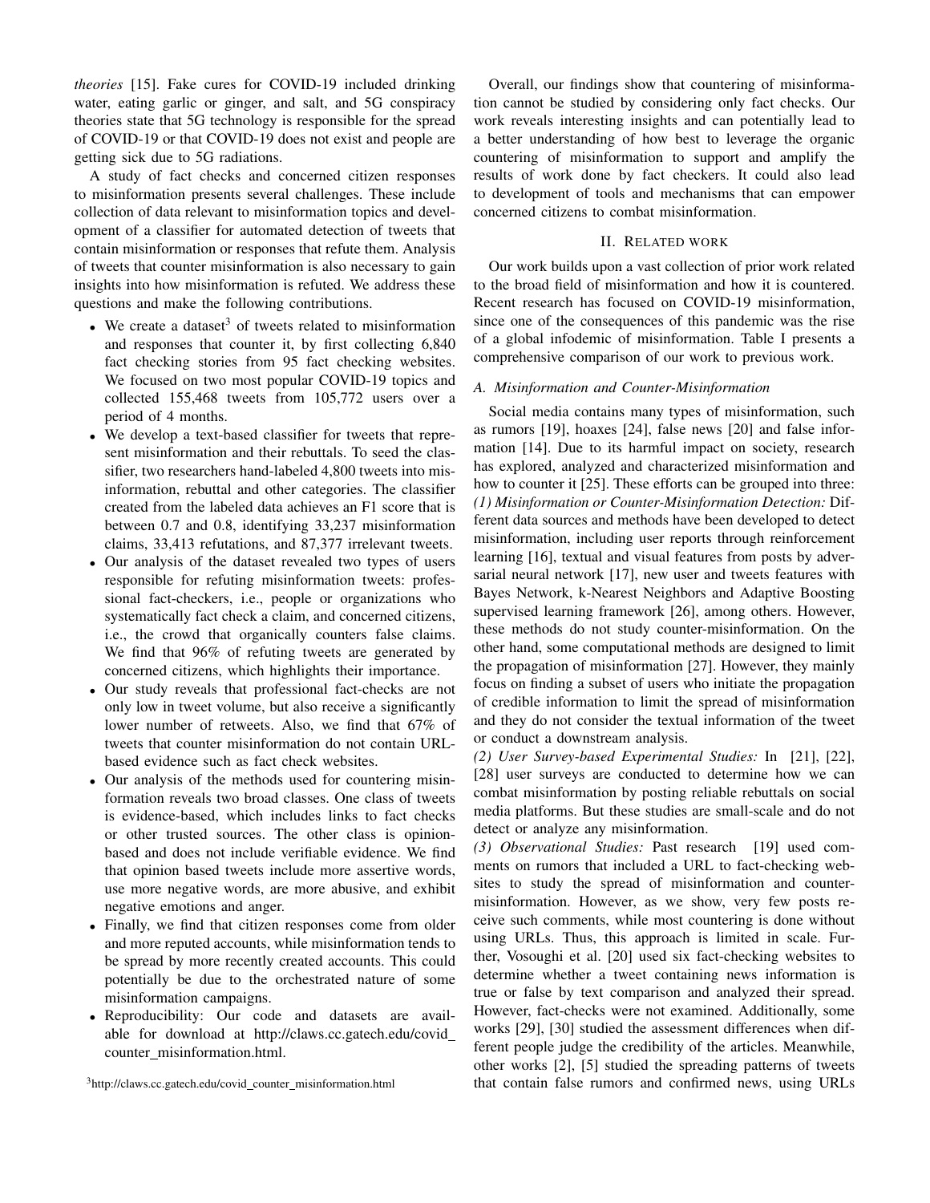*theories* [15]. Fake cures for COVID-19 included drinking water, eating garlic or ginger, and salt, and 5G conspiracy theories state that 5G technology is responsible for the spread of COVID-19 or that COVID-19 does not exist and people are getting sick due to 5G radiations.

A study of fact checks and concerned citizen responses to misinformation presents several challenges. These include collection of data relevant to misinformation topics and development of a classifier for automated detection of tweets that contain misinformation or responses that refute them. Analysis of tweets that counter misinformation is also necessary to gain insights into how misinformation is refuted. We address these questions and make the following contributions.

- We create a dataset[3] of tweets related to misinformation and responses that counter it, by first collecting 6,840 fact checking stories from 95 fact checking websites. We focused on two most popular COVID-19 topics and collected 155,468 tweets from 105,772 users over a period of 4 months.
- We develop a text-based classifier for tweets that represent misinformation and their rebuttals. To seed the classifier, two researchers hand-labeled 4,800 tweets into misinformation, rebuttal and other categories. The classifier created from the labeled data achieves an F1 score that is between 0.7 and 0.8, identifying 33,237 misinformation claims, 33,413 refutations, and 87,377 irrelevant tweets.
- Our analysis of the dataset revealed two types of users responsible for refuting misinformation tweets: professional fact-checkers, i.e., people or organizations who systematically fact check a claim, and concerned citizens, i.e., the crowd that organically counters false claims. We find that 96% of refuting tweets are generated by concerned citizens, which highlights their importance.
- Our study reveals that professional fact-checks are not only low in tweet volume, but also receive a significantly lower number of retweets. Also, we find that 67% of tweets that counter misinformation do not contain URL-based evidence such as fact check websites.
- Our analysis of the methods used for countering misinformation reveals two broad classes. One class of tweets is evidence-based, which includes links to fact checks or other trusted sources. The other class is opinion-based and does not include verifiable evidence. We find that opinion based tweets include more assertive words, use more negative words, are more abusive, and exhibit negative emotions and anger.
- Finally, we find that citizen responses come from older and more reputed accounts, while misinformation tends to be spread by more recently created accounts. This could potentially be due to the orchestrated nature of some misinformation campaigns.
- Reproducibility: Our code and datasets are available for download at http://claws.cc.gatech.edu/covid_counter_misinformation.html.

[3] http://claws.cc.gatech.edu/covid_counter_misinformation.html

Overall, our findings show that countering of misinformation cannot be studied by considering only fact checks. Our work reveals interesting insights and can potentially lead to a better understanding of how best to leverage the organic countering of misinformation to support and amplify the results of work done by fact checkers. It could also lead to development of tools and mechanisms that can empower concerned citizens to combat misinformation.

## II. Related work

Our work builds upon a vast collection of prior work related to the broad field of misinformation and how it is countered. Recent research has focused on COVID-19 misinformation, since one of the consequences of this pandemic was the rise of a global infodemic of misinformation. Table I presents a comprehensive comparison of our work to previous work.

### A. Misinformation and Counter-Misinformation

Social media contains many types of misinformation, such as rumors [19], hoaxes [24], false news [20] and false information [14]. Due to its harmful impact on society, research has explored, analyzed and characterized misinformation and how to counter it [25]. These efforts can be grouped into three: *(1) Misinformation or Counter-Misinformation Detection:* Different data sources and methods have been developed to detect misinformation, including user reports through reinforcement learning [16], textual and visual features from posts by adversarial neural network [17], new user and tweets features with Bayes Network, k-Nearest Neighbors and Adaptive Boosting supervised learning framework [26], among others. However, these methods do not study counter-misinformation. On the other hand, some computational methods are designed to limit the propagation of misinformation [27]. However, they mainly focus on finding a subset of users who initiate the propagation of credible information to limit the spread of misinformation and they do not consider the textual information of the tweet or conduct a downstream analysis.

*(2) User Survey-based Experimental Studies:* In [21], [22], [28] user surveys are conducted to determine how we can combat misinformation by posting reliable rebuttals on social media platforms. But these studies are small-scale and do not detect or analyze any misinformation.

*(3) Observational Studies:* Past research [19] used comments on rumors that included a URL to fact-checking websites to study the spread of misinformation and counter-misinformation. However, as we show, very few posts receive such comments, while most countering is done without using URLs. Thus, this approach is limited in scale. Further, Vosoughi et al. [20] used six fact-checking websites to determine whether a tweet containing news information is true or false by text comparison and analyzed their spread. However, fact-checks were not examined. Additionally, some works [29], [30] studied the assessment differences when different people judge the credibility of the articles. Meanwhile, other works [2], [5] studied the spreading patterns of tweets that contain false rumors and confirmed news, using URLs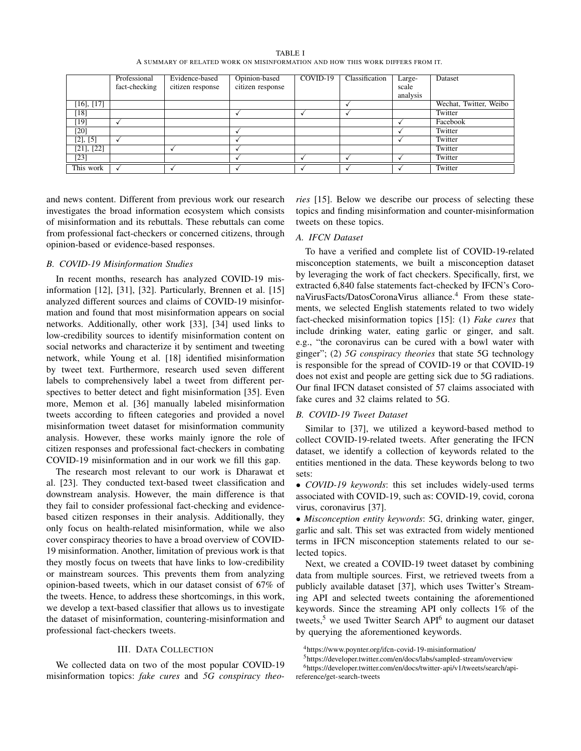TABLE I
A SUMMARY OF RELATED WORK ON MISINFORMATION AND HOW THIS WORK DIFFERS FROM IT.

| | Professional fact-checking | Evidence-based citizen response | Opinion-based citizen response | COVID-19 | Classification | Large-scale analysis | Dataset |
|---|---|---|---|---|---|---|---|
| [16], [17] | | | | | ✓ | | Wechat, Twitter, Weibo |
| [18] | | | ✓ | ✓ | ✓ | | Twitter |
| [19] | ✓ | | | | | ✓ | Facebook |
| [20] | | | ✓ | | | ✓ | Twitter |
| [2], [5] | ✓ | | ✓ | | | ✓ | Twitter |
| [21], [22] | | ✓ | ✓ | | | | Twitter |
| [23] | | | ✓ | ✓ | ✓ | ✓ | Twitter |
| This work | ✓ | ✓ | ✓ | ✓ | ✓ | ✓ | Twitter |

and news content. Different from previous work our research investigates the broad information ecosystem which consists of misinformation and its rebuttals. These rebuttals can come from professional fact-checkers or concerned citizens, through opinion-based or evidence-based responses.

### B. COVID-19 Misinformation Studies

In recent months, research has analyzed COVID-19 misinformation [12], [31], [32]. Particularly, Brennen et al. [15] analyzed different sources and claims of COVID-19 misinformation and found that most misinformation appears on social networks. Additionally, other work [33], [34] used links to low-credibility sources to identify misinformation content on social networks and characterize it by sentiment and tweeting network, while Young et al. [18] identified misinformation by tweet text. Furthermore, research used seven different labels to comprehensively label a tweet from different perspectives to better detect and fight misinformation [35]. Even more, Memon et al. [36] manually labeled misinformation tweets according to fifteen categories and provided a novel misinformation tweet dataset for misinformation community analysis. However, these works mainly ignore the role of citizen responses and professional fact-checkers in combating COVID-19 misinformation and in our work we fill this gap.

The research most relevant to our work is Dharawat et al. [23]. They conducted text-based tweet classification and downstream analysis. However, the main difference is that they fail to consider professional fact-checking and evidence-based citizen responses in their analysis. Additionally, they only focus on health-related misinformation, while we also cover conspiracy theories to have a broad overview of COVID-19 misinformation. Another, limitation of previous work is that they mostly focus on tweets that have links to low-credibility or mainstream sources. This prevents them from analyzing opinion-based tweets, which in our dataset consist of 67% of the tweets. Hence, to address these shortcomings, in this work, we develop a text-based classifier that allows us to investigate the dataset of misinformation, countering-misinformation and professional fact-checkers tweets.

## III. Data Collection

We collected data on two of the most popular COVID-19 misinformation topics: *fake cures* and *5G conspiracy theories* [15]. Below we describe our process of selecting these topics and finding misinformation and counter-misinformation tweets on these topics.

### A. IFCN Dataset

To have a verified and complete list of COVID-19-related misconception statements, we built a misconception dataset by leveraging the work of fact checkers. Specifically, first, we extracted 6,840 false statements fact-checked by IFCN's CoronaVirusFacts/DatosCoronaVirus alliance.[4] From these statements, we selected English statements related to two widely fact-checked misinformation topics [15]: (1) *Fake cures* that include drinking water, eating garlic or ginger, and salt. e.g., "the coronavirus can be cured with a bowl water with ginger"; (2) *5G conspiracy theories* that state 5G technology is responsible for the spread of COVID-19 or that COVID-19 does not exist and people are getting sick due to 5G radiations. Our final IFCN dataset consisted of 57 claims associated with fake cures and 32 claims related to 5G.

### B. COVID-19 Tweet Dataset

Similar to [37], we utilized a keyword-based method to collect COVID-19-related tweets. After generating the IFCN dataset, we identify a collection of keywords related to the entities mentioned in the data. These keywords belong to two sets:

- *COVID-19 keywords*: this set includes widely-used terms associated with COVID-19, such as: COVID-19, covid, corona virus, coronavirus [37].
- *Misconception entity keywords*: 5G, drinking water, ginger, garlic and salt. This set was extracted from widely mentioned terms in IFCN misconception statements related to our selected topics.

Next, we created a COVID-19 tweet dataset by combining data from multiple sources. First, we retrieved tweets from a publicly available dataset [37], which uses Twitter's Streaming API and selected tweets containing the aforementioned keywords. Since the streaming API only collects 1% of the tweets,[5] we used Twitter Search API[6] to augment our dataset by querying the aforementioned keywords.

[4] https://www.poynter.org/ifcn-covid-19-misinformation/

[5] https://developer.twitter.com/en/docs/labs/sampled-stream/overview

[6] https://developer.twitter.com/en/docs/twitter-api/v1/tweets/search/api-reference/get-search-tweets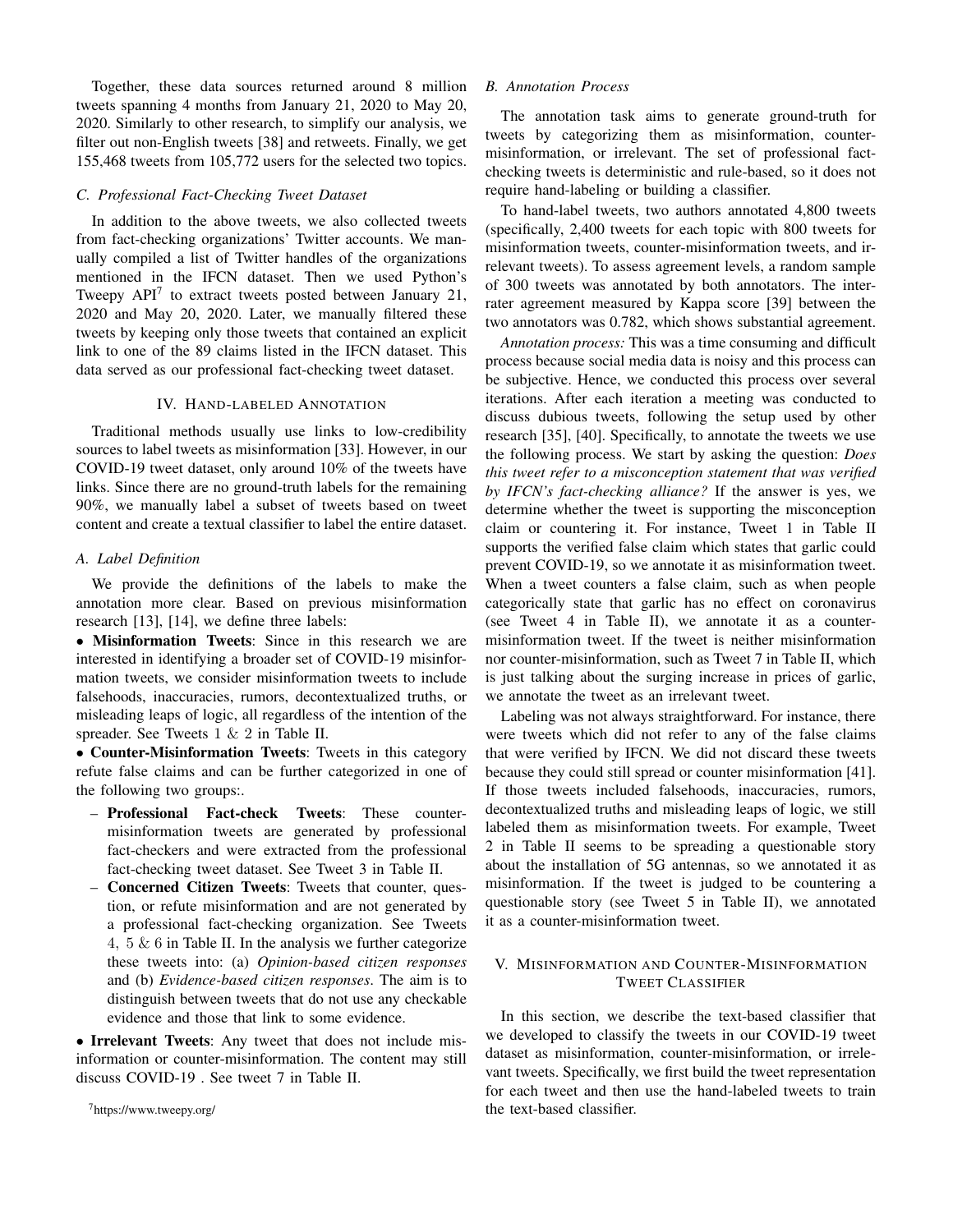Together, these data sources returned around 8 million tweets spanning 4 months from January 21, 2020 to May 20, 2020. Similarly to other research, to simplify our analysis, we filter out non-English tweets [38] and retweets. Finally, we get 155,468 tweets from 105,772 users for the selected two topics.

### C. Professional Fact-Checking Tweet Dataset

In addition to the above tweets, we also collected tweets from fact-checking organizations' Twitter accounts. We manually compiled a list of Twitter handles of the organizations mentioned in the IFCN dataset. Then we used Python's Tweepy API[7] to extract tweets posted between January 21, 2020 and May 20, 2020. Later, we manually filtered these tweets by keeping only those tweets that contained an explicit link to one of the 89 claims listed in the IFCN dataset. This data served as our professional fact-checking tweet dataset.

## IV. Hand-labeled Annotation

Traditional methods usually use links to low-credibility sources to label tweets as misinformation [33]. However, in our COVID-19 tweet dataset, only around 10% of the tweets have links. Since there are no ground-truth labels for the remaining 90%, we manually label a subset of tweets based on tweet content and create a textual classifier to label the entire dataset.

### A. Label Definition

We provide the definitions of the labels to make the annotation more clear. Based on previous misinformation research [13], [14], we define three labels:

- **Misinformation Tweets**: Since in this research we are interested in identifying a broader set of COVID-19 misinformation tweets, we consider misinformation tweets to include falsehoods, inaccuracies, rumors, decontextualized truths, or misleading leaps of logic, all regardless of the intention of the spreader. See Tweets 1 & 2 in Table II.
- **Counter-Misinformation Tweets**: Tweets in this category refute false claims and can be further categorized in one of the following two groups:.
  - **Professional Fact-check Tweets**: These counter-misinformation tweets are generated by professional fact-checkers and were extracted from the professional fact-checking tweet dataset. See Tweet 3 in Table II.
  - **Concerned Citizen Tweets**: Tweets that counter, question, or refute misinformation and are not generated by a professional fact-checking organization. See Tweets 4, 5 & 6 in Table II. In the analysis we further categorize these tweets into: (a) *Opinion-based citizen responses* and (b) *Evidence-based citizen responses*. The aim is to distinguish between tweets that do not use any checkable evidence and those that link to some evidence.
- **Irrelevant Tweets**: Any tweet that does not include misinformation or counter-misinformation. The content may still discuss COVID-19 . See tweet 7 in Table II.

[7] https://www.tweepy.org/

### B. Annotation Process

The annotation task aims to generate ground-truth for tweets by categorizing them as misinformation, counter-misinformation, or irrelevant. The set of professional fact-checking tweets is deterministic and rule-based, so it does not require hand-labeling or building a classifier.

To hand-label tweets, two authors annotated 4,800 tweets (specifically, 2,400 tweets for each topic with 800 tweets for misinformation tweets, counter-misinformation tweets, and irrelevant tweets). To assess agreement levels, a random sample of 300 tweets was annotated by both annotators. The inter-rater agreement measured by Kappa score [39] between the two annotators was 0.782, which shows substantial agreement.

*Annotation process:* This was a time consuming and difficult process because social media data is noisy and this process can be subjective. Hence, we conducted this process over several iterations. After each iteration a meeting was conducted to discuss dubious tweets, following the setup used by other research [35], [40]. Specifically, to annotate the tweets we use the following process. We start by asking the question: *Does this tweet refer to a misconception statement that was verified by IFCN's fact-checking alliance?* If the answer is yes, we determine whether the tweet is supporting the misconception claim or countering it. For instance, Tweet 1 in Table II supports the verified false claim which states that garlic could prevent COVID-19, so we annotate it as misinformation tweet. When a tweet counters a false claim, such as when people categorically state that garlic has no effect on coronavirus (see Tweet 4 in Table II), we annotate it as a counter-misinformation tweet. If the tweet is neither misinformation nor counter-misinformation, such as Tweet 7 in Table II, which is just talking about the surging increase in prices of garlic, we annotate the tweet as an irrelevant tweet.

Labeling was not always straightforward. For instance, there were tweets which did not refer to any of the false claims that were verified by IFCN. We did not discard these tweets because they could still spread or counter misinformation [41]. If those tweets included falsehoods, inaccuracies, rumors, decontextualized truths and misleading leaps of logic, we still labeled them as misinformation tweets. For example, Tweet 2 in Table II seems to be spreading a questionable story about the installation of 5G antennas, so we annotated it as misinformation. If the tweet is judged to be countering a questionable story (see Tweet 5 in Table II), we annotated it as a counter-misinformation tweet.

## V. Misinformation and Counter-Misinformation Tweet Classifier

In this section, we describe the text-based classifier that we developed to classify the tweets in our COVID-19 tweet dataset as misinformation, counter-misinformation, or irrelevant tweets. Specifically, we first build the tweet representation for each tweet and then use the hand-labeled tweets to train the text-based classifier.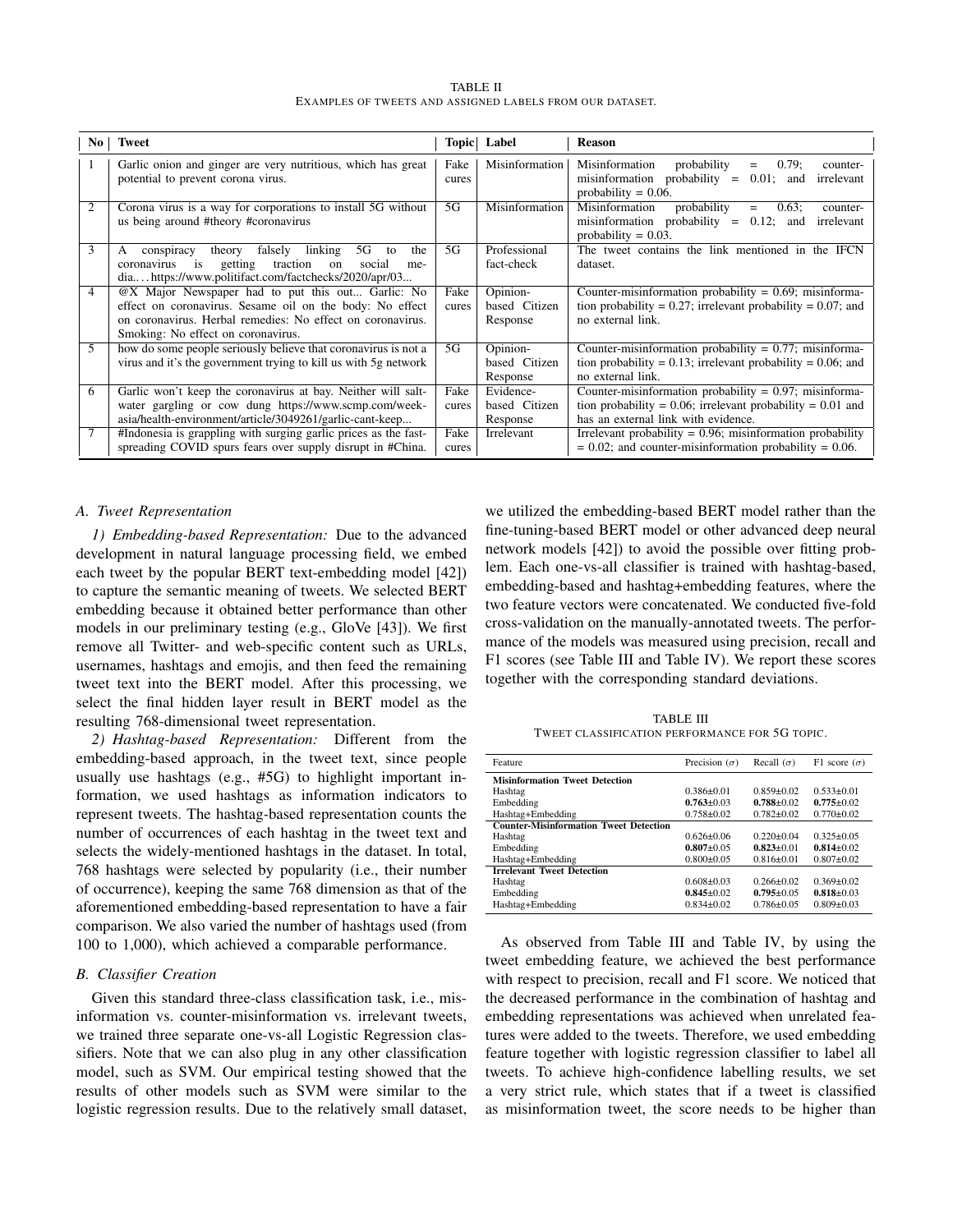TABLE II

EXAMPLES OF TWEETS AND ASSIGNED LABELS FROM OUR DATASET.

| No | Tweet | Topic | Label | Reason |
|---|---|---|---|---|
| 1 | Garlic onion and ginger are very nutritious, which has great potential to prevent corona virus. | Fake cures | Misinformation | Misinformation probability = 0.79; counter-misinformation probability = 0.01; and irrelevant probability = 0.06. |
| 2 | Corona virus is a way for corporations to install 5G without us being around #theory #coronavirus | 5G | Misinformation | Misinformation probability = 0.63; counter-misinformation probability = 0.12; and irrelevant probability = 0.03. |
| 3 | A conspiracy theory falsely linking 5G to the coronavirus is getting traction on social media… https://www.politifact.com/factchecks/2020/apr/03... | 5G | Professional fact-check | The tweet contains the link mentioned in the IFCN dataset. |
| 4 | @X Major Newspaper had to put this out... Garlic: No effect on coronavirus. Sesame oil on the body: No effect on coronavirus. Herbal remedies: No effect on coronavirus. Smoking: No effect on coronavirus. | Fake cures | Opinion-based Citizen Response | Counter-misinformation probability = 0.69; misinformation probability = 0.27; irrelevant probability = 0.07; and no external link. |
| 5 | how do some people seriously believe that coronavirus is not a virus and it's the government trying to kill us with 5g network | 5G | Opinion-based Citizen Response | Counter-misinformation probability = 0.77; misinformation probability = 0.13; irrelevant probability = 0.06; and no external link. |
| 6 | Garlic won't keep the coronavirus at bay. Neither will salt-water gargling or cow dung https://www.scmp.com/week-asia/health-environment/article/3049261/garlic-cant-keep... | Fake cures | Evidence-based Citizen Response | Counter-misinformation probability = 0.97; misinformation probability = 0.06; irrelevant probability = 0.01 and has an external link with evidence. |
| 7 | #Indonesia is grappling with surging garlic prices as the fast-spreading COVID spurs fears over supply disrupt in #China. | Fake cures | Irrelevant | Irrelevant probability = 0.96; misinformation probability = 0.02; and counter-misinformation probability = 0.06. |

### A. Tweet Representation

*1) Embedding-based Representation:* Due to the advanced development in natural language processing field, we embed each tweet by the popular BERT text-embedding model [42]) to capture the semantic meaning of tweets. We selected BERT embedding because it obtained better performance than other models in our preliminary testing (e.g., GloVe [43]). We first remove all Twitter- and web-specific content such as URLs, usernames, hashtags and emojis, and then feed the remaining tweet text into the BERT model. After this processing, we select the final hidden layer result in BERT model as the resulting 768-dimensional tweet representation.

*2) Hashtag-based Representation:* Different from the embedding-based approach, in the tweet text, since people usually use hashtags (e.g., #5G) to highlight important information, we used hashtags as information indicators to represent tweets. The hashtag-based representation counts the number of occurrences of each hashtag in the tweet text and selects the widely-mentioned hashtags in the dataset. In total, 768 hashtags were selected by popularity (i.e., their number of occurrence), keeping the same 768 dimension as that of the aforementioned embedding-based representation to have a fair comparison. We also varied the number of hashtags used (from 100 to 1,000), which achieved a comparable performance.

### B. Classifier Creation

Given this standard three-class classification task, i.e., misinformation vs. counter-misinformation vs. irrelevant tweets, we trained three separate one-vs-all Logistic Regression classifiers. Note that we can also plug in any other classification model, such as SVM. Our empirical testing showed that the results of other models such as SVM were similar to the logistic regression results. Due to the relatively small dataset, we utilized the embedding-based BERT model rather than the fine-tuning-based BERT model or other advanced deep neural network models [42]) to avoid the possible over fitting problem. Each one-vs-all classifier is trained with hashtag-based, embedding-based and hashtag+embedding features, where the two feature vectors were concatenated. We conducted five-fold cross-validation on the manually-annotated tweets. The performance of the models was measured using precision, recall and F1 scores (see Table III and Table IV). We report these scores together with the corresponding standard deviations.

TABLE III

TWEET CLASSIFICATION PERFORMANCE FOR 5G TOPIC.

| Feature | Precision ($\sigma$) | Recall ($\sigma$) | F1 score ($\sigma$) |
|---|---|---|---|
| **Misinformation Tweet Detection** | | | |
| Hashtag | 0.386±0.01 | 0.859±0.02 | 0.533±0.01 |
| Embedding | **0.763**±0.03 | **0.788**±0.02 | **0.775**±0.02 |
| Hashtag+Embedding | 0.758±0.02 | 0.782±0.02 | 0.770±0.02 |
| **Counter-Misinformation Tweet Detection** | | | |
| Hashtag | 0.626±0.06 | 0.220±0.04 | 0.325±0.05 |
| Embedding | **0.807**±0.05 | **0.823**±0.01 | **0.814**±0.02 |
| Hashtag+Embedding | 0.800±0.05 | 0.816±0.01 | 0.807±0.02 |
| **Irrelevant Tweet Detection** | | | |
| Hashtag | 0.608±0.03 | 0.266±0.02 | 0.369±0.02 |
| Embedding | **0.845**±0.02 | **0.795**±0.05 | **0.818**±0.03 |
| Hashtag+Embedding | 0.834±0.02 | 0.786±0.05 | 0.809±0.03 |

As observed from Table III and Table IV, by using the tweet embedding feature, we achieved the best performance with respect to precision, recall and F1 score. We noticed that the decreased performance in the combination of hashtag and embedding representations was achieved when unrelated features were added to the tweets. Therefore, we used embedding feature together with logistic regression classifier to label all tweets. To achieve high-confidence labelling results, we set a very strict rule, which states that if a tweet is classified as misinformation tweet, the score needs to be higher than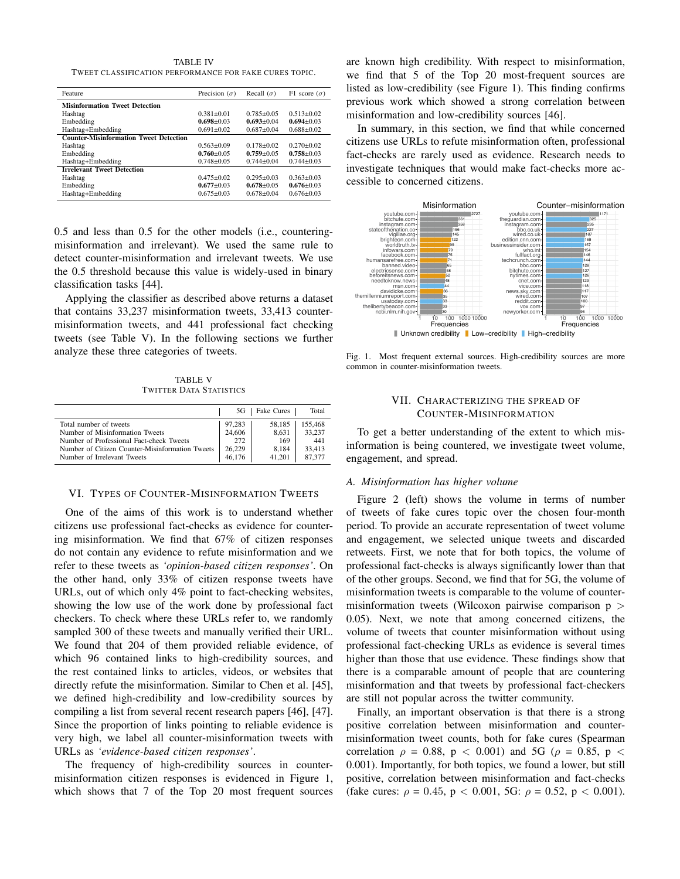TABLE IV
TWEET CLASSIFICATION PERFORMANCE FOR FAKE CURES TOPIC.

| Feature | Precision ($\sigma$) | Recall ($\sigma$) | F1 score ($\sigma$) |
|---|---|---|---|
| **Misinformation Tweet Detection** | | | |
| Hashtag | 0.381±0.01 | 0.785±0.05 | 0.513±0.02 |
| Embedding | **0.698**±0.03 | **0.693**±0.04 | **0.694**±0.03 |
| Hashtag+Embedding | 0.691±0.02 | 0.687±0.04 | 0.688±0.02 |
| **Counter-Misinformation Tweet Detection** | | | |
| Hashtag | 0.563±0.09 | 0.178±0.02 | 0.270±0.02 |
| Embedding | **0.760**±0.05 | **0.759**±0.05 | **0.758**±0.03 |
| Hashtag+Embedding | 0.748±0.05 | 0.744±0.04 | 0.744±0.03 |
| **Irrelevant Tweet Detection** | | | |
| Hashtag | 0.475±0.02 | 0.295±0.03 | 0.363±0.03 |
| Embedding | **0.677**±0.03 | **0.678**±0.05 | **0.676**±0.03 |
| Hashtag+Embedding | 0.675±0.03 | 0.678±0.04 | 0.676±0.03 |

0.5 and less than 0.5 for the other models (i.e., countering-misinformation and irrelevant). We used the same rule to detect counter-misinformation and irrelevant tweets. We use the 0.5 threshold because this value is widely-used in binary classification tasks [44].

Applying the classifier as described above returns a dataset that contains 33,237 misinformation tweets, 33,413 counter-misinformation tweets, and 441 professional fact checking tweets (see Table V). In the following sections we further analyze these three categories of tweets.

TABLE V
TWITTER DATA STATISTICS

| | 5G | Fake Cures | Total |
|---|---|---|---|
| Total number of tweets | 97,283 | 58,185 | 155,468 |
| Number of Misinformation Tweets | 24,606 | 8,631 | 33,237 |
| Number of Professional Fact-check Tweets | 272 | 169 | 441 |
| Number of Citizen Counter-Misinformation Tweets | 26,229 | 8,184 | 33,413 |
| Number of Irrelevant Tweets | 46,176 | 41,201 | 87,377 |

## VI. TYPES OF COUNTER-MISINFORMATION TWEETS

One of the aims of this work is to understand whether citizens use professional fact-checks as evidence for countering misinformation. We find that 67% of citizen responses do not contain any evidence to refute misinformation and we refer to these tweets as *'opinion-based citizen responses'*. On the other hand, only 33% of citizen response tweets have URLs, out of which only 4% point to fact-checking websites, showing the low use of the work done by professional fact checkers. To check where these URLs refer to, we randomly sampled 300 of these tweets and manually verified their URL. We found that 204 of them provided reliable evidence, of which 96 contained links to high-credibility sources, and the rest contained links to articles, videos, or websites that directly refute the misinformation. Similar to Chen et al. [45], we defined high-credibility and low-credibility sources by compiling a list from several recent research papers [46], [47]. Since the proportion of links pointing to reliable evidence is very high, we label all counter-misinformation tweets with URLs as *'evidence-based citizen responses'*.

The frequency of high-credibility sources in counter-misinformation citizen responses is evidenced in Figure 1, which shows that 7 of the Top 20 most frequent sources are known high credibility. With respect to misinformation, we find that 5 of the Top 20 most-frequent sources are listed as low-credibility (see Figure 1). This finding confirms previous work which showed a strong correlation between misinformation and low-credibility sources [46].

In summary, in this section, we find that while concerned citizens use URLs to refute misinformation often, professional fact-checks are rarely used as evidence. Research needs to investigate techniques that would make fact-checks more accessible to concerned citizens.

Fig. 1. Most frequent external sources. High-credibility sources are more common in counter-misinformation tweets.

## VII. CHARACTERIZING THE SPREAD OF COUNTER-MISINFORMATION

To get a better understanding of the extent to which misinformation is being countered, we investigate tweet volume, engagement, and spread.

### *A. Misinformation has higher volume*

Figure 2 (left) shows the volume in terms of number of tweets of fake cures topic over the chosen four-month period. To provide an accurate representation of tweet volume and engagement, we selected unique tweets and discarded retweets. First, we note that for both topics, the volume of professional fact-checks is always significantly lower than that of the other groups. Second, we find that for 5G, the volume of misinformation tweets is comparable to the volume of counter-misinformation tweets (Wilcoxon pairwise comparison $p > 0.05$). Next, we note that among concerned citizens, the volume of tweets that counter misinformation without using professional fact-checking URLs as evidence is several times higher than those that use evidence. These findings show that there is a comparable amount of people that are countering misinformation and that tweets by professional fact-checkers are still not popular across the twitter community.

Finally, an important observation is that there is a strong positive correlation between misinformation and counter-misinformation tweet counts, both for fake cures (Spearman correlation $\rho = 0.88$, $p < 0.001$) and 5G ($\rho = 0.85$, $p < 0.001$). Importantly, for both topics, we found a lower, but still positive, correlation between misinformation and fact-checks (fake cures: $\rho = 0.45$, $p < 0.001$, 5G: $\rho = 0.52$, $p < 0.001$).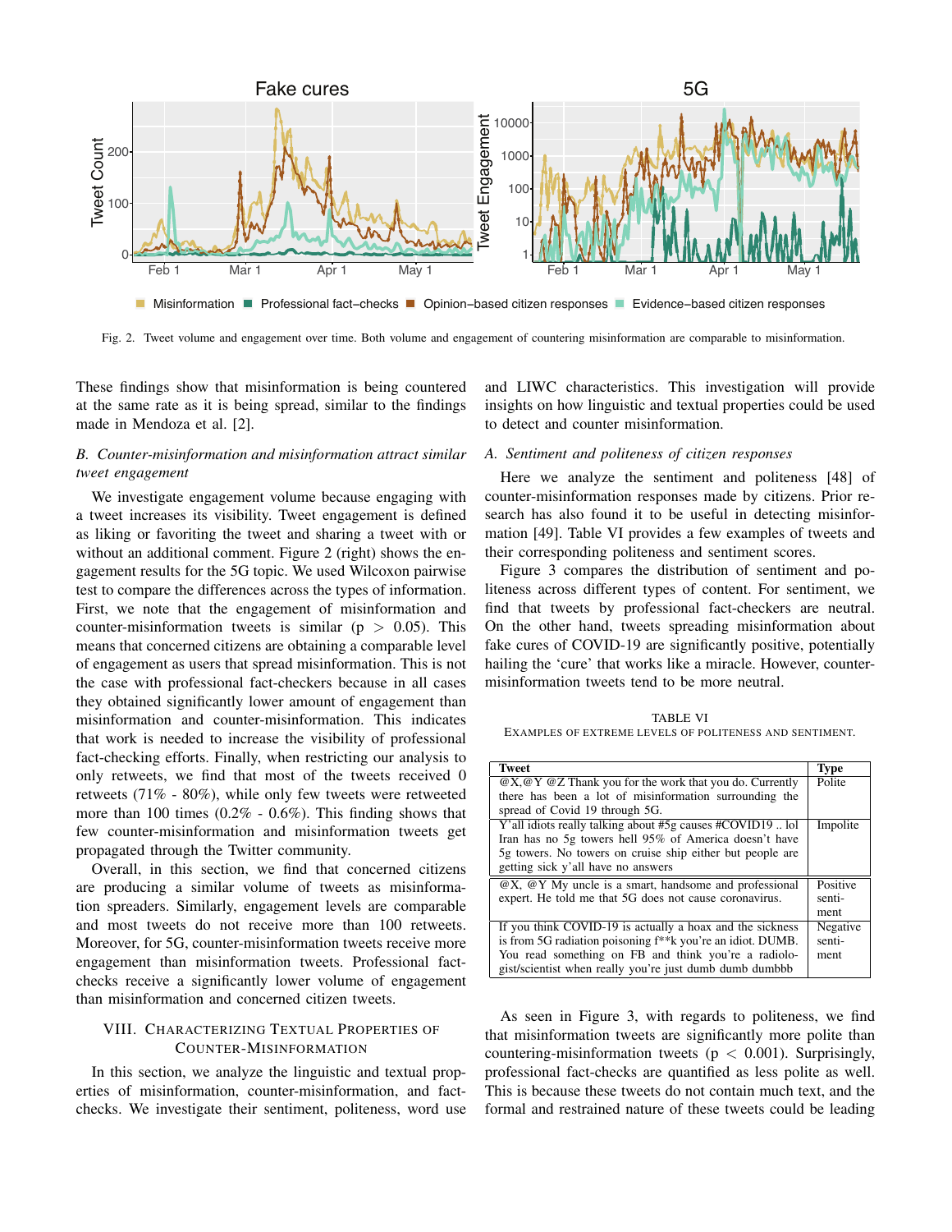Fig. 2. Tweet volume and engagement over time. Both volume and engagement of countering misinformation are comparable to misinformation.

These findings show that misinformation is being countered at the same rate as it is being spread, similar to the findings made in Mendoza et al. [2].

### B. Counter-misinformation and misinformation attract similar tweet engagement

We investigate engagement volume because engaging with a tweet increases its visibility. Tweet engagement is defined as liking or favoriting the tweet and sharing a tweet with or without an additional comment. Figure 2 (right) shows the engagement results for the 5G topic. We used Wilcoxon pairwise test to compare the differences across the types of information. First, we note that the engagement of misinformation and counter-misinformation tweets is similar ($p > 0.05$). This means that concerned citizens are obtaining a comparable level of engagement as users that spread misinformation. This is not the case with professional fact-checkers because in all cases they obtained significantly lower amount of engagement than misinformation and counter-misinformation. This indicates that work is needed to increase the visibility of professional fact-checking efforts. Finally, when restricting our analysis to only retweets, we find that most of the tweets received 0 retweets (71% - 80%), while only few tweets were retweeted more than 100 times (0.2% - 0.6%). This finding shows that few counter-misinformation and misinformation tweets get propagated through the Twitter community.

Overall, in this section, we find that concerned citizens are producing a similar volume of tweets as misinformation spreaders. Similarly, engagement levels are comparable and most tweets do not receive more than 100 retweets. Moreover, for 5G, counter-misinformation tweets receive more engagement than misinformation tweets. Professional fact-checks receive a significantly lower volume of engagement than misinformation and concerned citizen tweets.

## VIII. Characterizing Textual Properties of Counter-Misinformation

In this section, we analyze the linguistic and textual properties of misinformation, counter-misinformation, and fact-checks. We investigate their sentiment, politeness, word use and LIWC characteristics. This investigation will provide insights on how linguistic and textual properties could be used to detect and counter misinformation.

### A. Sentiment and politeness of citizen responses

Here we analyze the sentiment and politeness [48] of counter-misinformation responses made by citizens. Prior research has also found it to be useful in detecting misinformation [49]. Table VI provides a few examples of tweets and their corresponding politeness and sentiment scores.

Figure 3 compares the distribution of sentiment and politeness across different types of content. For sentiment, we find that tweets by professional fact-checkers are neutral. On the other hand, tweets spreading misinformation about fake cures of COVID-19 are significantly positive, potentially hailing the 'cure' that works like a miracle. However, counter-misinformation tweets tend to be more neutral.

TABLE VI
Examples of extreme levels of politeness and sentiment.

| Tweet | Type |
|---|---|
| @X,@Y @Z Thank you for the work that you do. Currently there has been a lot of misinformation surrounding the spread of Covid 19 through 5G. | Polite |
| Y'all idiots really talking about #5g causes #COVID19 .. lol Iran has no 5g towers hell 95% of America doesn't have 5g towers. No towers on cruise ship either but people are getting sick y'all have no answers | Impolite |
| @X, @Y My uncle is a smart, handsome and professional expert. He told me that 5G does not cause coronavirus. | Positive sentiment |
| If you think COVID-19 is actually a hoax and the sickness is from 5G radiation poisoning f**k you're an idiot. DUMB. You read something on FB and think you're a radiologist/scientist when really you're just dumb dumb dumbbb | Negative sentiment |

As seen in Figure 3, with regards to politeness, we find that misinformation tweets are significantly more polite than countering-misinformation tweets ($p < 0.001$). Surprisingly, professional fact-checks are quantified as less polite as well. This is because these tweets do not contain much text, and the formal and restrained nature of these tweets could be leading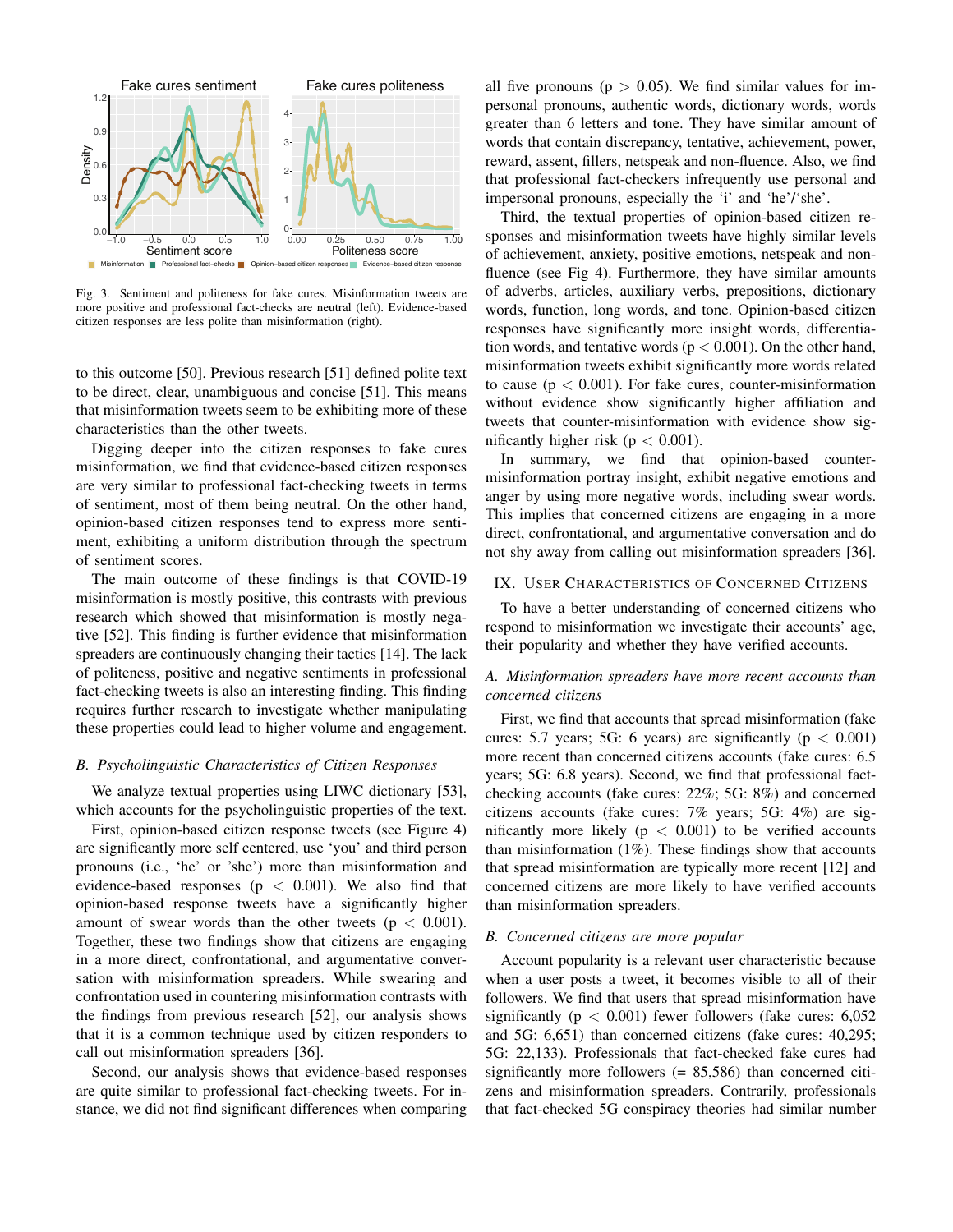Fig. 3. Sentiment and politeness for fake cures. Misinformation tweets are more positive and professional fact-checks are neutral (left). Evidence-based citizen responses are less polite than misinformation (right).

to this outcome [50]. Previous research [51] defined polite text to be direct, clear, unambiguous and concise [51]. This means that misinformation tweets seem to be exhibiting more of these characteristics than the other tweets.

Digging deeper into the citizen responses to fake cures misinformation, we find that evidence-based citizen responses are very similar to professional fact-checking tweets in terms of sentiment, most of them being neutral. On the other hand, opinion-based citizen responses tend to express more sentiment, exhibiting a uniform distribution through the spectrum of sentiment scores.

The main outcome of these findings is that COVID-19 misinformation is mostly positive, this contrasts with previous research which showed that misinformation is mostly negative [52]. This finding is further evidence that misinformation spreaders are continuously changing their tactics [14]. The lack of politeness, positive and negative sentiments in professional fact-checking tweets is also an interesting finding. This finding requires further research to investigate whether manipulating these properties could lead to higher volume and engagement.

### B. Psycholinguistic Characteristics of Citizen Responses

We analyze textual properties using LIWC dictionary [53], which accounts for the psycholinguistic properties of the text.

First, opinion-based citizen response tweets (see Figure 4) are significantly more self centered, use 'you' and third person pronouns (i.e., 'he' or 'she') more than misinformation and evidence-based responses ($p < 0.001$). We also find that opinion-based response tweets have a significantly higher amount of swear words than the other tweets ($p < 0.001$). Together, these two findings show that citizens are engaging in a more direct, confrontational, and argumentative conversation with misinformation spreaders. While swearing and confrontation used in countering misinformation contrasts with the findings from previous research [52], our analysis shows that it is a common technique used by citizen responders to call out misinformation spreaders [36].

Second, our analysis shows that evidence-based responses are quite similar to professional fact-checking tweets. For instance, we did not find significant differences when comparing all five pronouns ($p > 0.05$). We find similar values for impersonal pronouns, authentic words, dictionary words, words greater than 6 letters and tone. They have similar amount of words that contain discrepancy, tentative, achievement, power, reward, assent, fillers, netspeak and non-fluence. Also, we find that professional fact-checkers infrequently use personal and impersonal pronouns, especially the 'i' and 'he'/'she'.

Third, the textual properties of opinion-based citizen responses and misinformation tweets have highly similar levels of achievement, anxiety, positive emotions, netspeak and non-fluence (see Fig 4). Furthermore, they have similar amounts of adverbs, articles, auxiliary verbs, prepositions, dictionary words, function, long words, and tone. Opinion-based citizen responses have significantly more insight words, differentiation words, and tentative words ($p < 0.001$). On the other hand, misinformation tweets exhibit significantly more words related to cause ($p < 0.001$). For fake cures, counter-misinformation without evidence show significantly higher affiliation and tweets that counter-misinformation with evidence show significantly higher risk ($p < 0.001$).

In summary, we find that opinion-based counter-misinformation portray insight, exhibit negative emotions and anger by using more negative words, including swear words. This implies that concerned citizens are engaging in a more direct, confrontational, and argumentative conversation and do not shy away from calling out misinformation spreaders [36].

## IX. User Characteristics of Concerned Citizens

To have a better understanding of concerned citizens who respond to misinformation we investigate their accounts' age, their popularity and whether they have verified accounts.

### A. Misinformation spreaders have more recent accounts than concerned citizens

First, we find that accounts that spread misinformation (fake cures: 5.7 years; 5G: 6 years) are significantly ($p < 0.001$) more recent than concerned citizens accounts (fake cures: 6.5 years; 5G: 6.8 years). Second, we find that professional fact-checking accounts (fake cures: 22%; 5G: 8%) and concerned citizens accounts (fake cures: 7% years; 5G: 4%) are significantly more likely ($p < 0.001$) to be verified accounts than misinformation (1%). These findings show that accounts that spread misinformation are typically more recent [12] and concerned citizens are more likely to have verified accounts than misinformation spreaders.

### B. Concerned citizens are more popular

Account popularity is a relevant user characteristic because when a user posts a tweet, it becomes visible to all of their followers. We find that users that spread misinformation have significantly ($p < 0.001$) fewer followers (fake cures: 6,052 and 5G: 6,651) than concerned citizens (fake cures: 40,295; 5G: 22,133). Professionals that fact-checked fake cures had significantly more followers (= 85,586) than concerned citizens and misinformation spreaders. Contrarily, professionals that fact-checked 5G conspiracy theories had similar number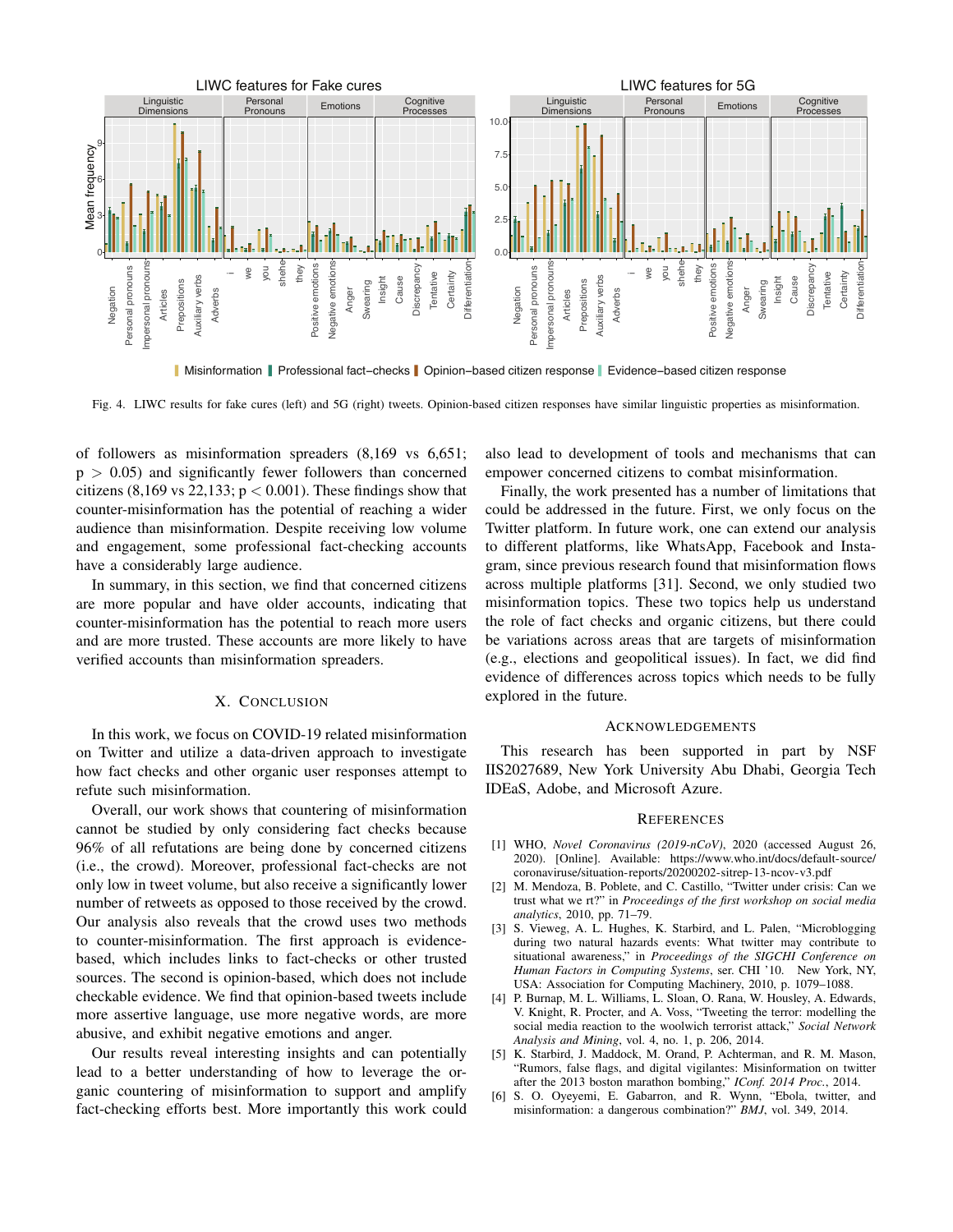Fig. 4. LIWC results for fake cures (left) and 5G (right) tweets. Opinion-based citizen responses have similar linguistic properties as misinformation.

of followers as misinformation spreaders (8,169 vs 6,651; $p > 0.05$) and significantly fewer followers than concerned citizens (8,169 vs 22,133; $p < 0.001$). These findings show that counter-misinformation has the potential of reaching a wider audience than misinformation. Despite receiving low volume and engagement, some professional fact-checking accounts have a considerably large audience.

In summary, in this section, we find that concerned citizens are more popular and have older accounts, indicating that counter-misinformation has the potential to reach more users and are more trusted. These accounts are more likely to have verified accounts than misinformation spreaders.

## X. Conclusion

In this work, we focus on COVID-19 related misinformation on Twitter and utilize a data-driven approach to investigate how fact checks and other organic user responses attempt to refute such misinformation.

Overall, our work shows that countering of misinformation cannot be studied by only considering fact checks because 96% of all refutations are being done by concerned citizens (i.e., the crowd). Moreover, professional fact-checks are not only low in tweet volume, but also receive a significantly lower number of retweets as opposed to those received by the crowd. Our analysis also reveals that the crowd uses two methods to counter-misinformation. The first approach is evidence-based, which includes links to fact-checks or other trusted sources. The second is opinion-based, which does not include checkable evidence. We find that opinion-based tweets include more assertive language, use more negative words, are more abusive, and exhibit negative emotions and anger.

Our results reveal interesting insights and can potentially lead to a better understanding of how to leverage the organic countering of misinformation to support and amplify fact-checking efforts best. More importantly this work could also lead to development of tools and mechanisms that can empower concerned citizens to combat misinformation.

Finally, the work presented has a number of limitations that could be addressed in the future. First, we only focus on the Twitter platform. In future work, one can extend our analysis to different platforms, like WhatsApp, Facebook and Instagram, since previous research found that misinformation flows across multiple platforms [31]. Second, we only studied two misinformation topics. These two topics help us understand the role of fact checks and organic citizens, but there could be variations across areas that are targets of misinformation (e.g., elections and geopolitical issues). In fact, we did find evidence of differences across topics which needs to be fully explored in the future.

## Acknowledgements

This research has been supported in part by NSF IIS2027689, New York University Abu Dhabi, Georgia Tech IDEaS, Adobe, and Microsoft Azure.

## References

[1] WHO, *Novel Coronavirus (2019-nCoV)*, 2020 (accessed August 26, 2020). [Online]. Available: https://www.who.int/docs/default-source/coronaviruse/situation-reports/20200202-sitrep-13-ncov-v3.pdf

[2] M. Mendoza, B. Poblete, and C. Castillo, "Twitter under crisis: Can we trust what we rt?" in *Proceedings of the first workshop on social media analytics*, 2010, pp. 71–79.

[3] S. Vieweg, A. L. Hughes, K. Starbird, and L. Palen, "Microblogging during two natural hazards events: What twitter may contribute to situational awareness," in *Proceedings of the SIGCHI Conference on Human Factors in Computing Systems*, ser. CHI '10. New York, NY, USA: Association for Computing Machinery, 2010, p. 1079–1088.

[4] P. Burnap, M. L. Williams, L. Sloan, O. Rana, W. Housley, A. Edwards, V. Knight, R. Procter, and A. Voss, "Tweeting the terror: modelling the social media reaction to the woolwich terrorist attack," *Social Network Analysis and Mining*, vol. 4, no. 1, p. 206, 2014.

[5] K. Starbird, J. Maddock, M. Orand, P. Achterman, and R. M. Mason, "Rumors, false flags, and digital vigilantes: Misinformation on twitter after the 2013 boston marathon bombing," *IConf. 2014 Proc.*, 2014.

[6] S. O. Oyeyemi, E. Gabarron, and R. Wynn, "Ebola, twitter, and misinformation: a dangerous combination?" *BMJ*, vol. 349, 2014.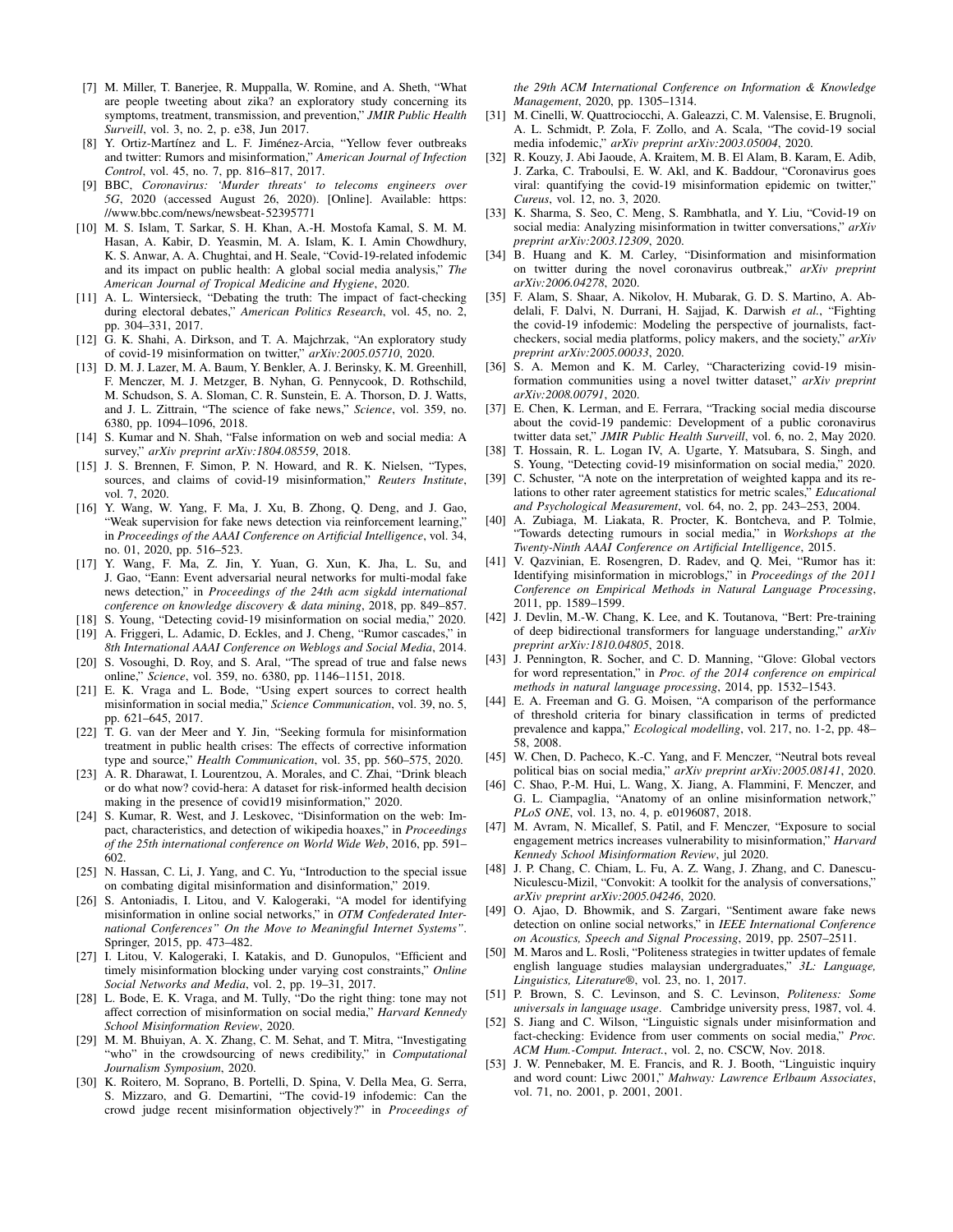[7] M. Miller, T. Banerjee, R. Muppalla, W. Romine, and A. Sheth, "What are people tweeting about zika? an exploratory study concerning its symptoms, treatment, transmission, and prevention," *JMIR Public Health Surveill*, vol. 3, no. 2, p. e38, Jun 2017.

[8] Y. Ortiz-Martínez and L. F. Jiménez-Arcia, "Yellow fever outbreaks and twitter: Rumors and misinformation," *American Journal of Infection Control*, vol. 45, no. 7, pp. 816–817, 2017.

[9] BBC, *Coronavirus: 'Murder threats' to telecoms engineers over 5G*, 2020 (accessed August 26, 2020). [Online]. Available: https://www.bbc.com/news/newsbeat-52395771

[10] M. S. Islam, T. Sarkar, S. H. Khan, A.-H. Mostofa Kamal, S. M. M. Hasan, A. Kabir, D. Yeasmin, M. A. Islam, K. I. Amin Chowdhury, K. S. Anwar, A. A. Chughtai, and H. Seale, "Covid-19-related infodemic and its impact on public health: A global social media analysis," *The American Journal of Tropical Medicine and Hygiene*, 2020.

[11] A. L. Wintersieck, "Debating the truth: The impact of fact-checking during electoral debates," *American Politics Research*, vol. 45, no. 2, pp. 304–331, 2017.

[12] G. K. Shahi, A. Dirkson, and T. A. Majchrzak, "An exploratory study of covid-19 misinformation on twitter," *arXiv:2005.05710*, 2020.

[13] D. M. J. Lazer, M. A. Baum, Y. Benkler, A. J. Berinsky, K. M. Greenhill, F. Menczer, M. J. Metzger, B. Nyhan, G. Pennycook, D. Rothschild, M. Schudson, S. A. Sloman, C. R. Sunstein, E. A. Thorson, D. J. Watts, and J. L. Zittrain, "The science of fake news," *Science*, vol. 359, no. 6380, pp. 1094–1096, 2018.

[14] S. Kumar and N. Shah, "False information on web and social media: A survey," *arXiv preprint arXiv:1804.08559*, 2018.

[15] J. S. Brennen, F. Simon, P. N. Howard, and R. K. Nielsen, "Types, sources, and claims of covid-19 misinformation," *Reuters Institute*, vol. 7, 2020.

[16] Y. Wang, W. Yang, F. Ma, J. Xu, B. Zhong, Q. Deng, and J. Gao, "Weak supervision for fake news detection via reinforcement learning," in *Proceedings of the AAAI Conference on Artificial Intelligence*, vol. 34, no. 01, 2020, pp. 516–523.

[17] Y. Wang, F. Ma, Z. Jin, Y. Yuan, G. Xun, K. Jha, L. Su, and J. Gao, "Eann: Event adversarial neural networks for multi-modal fake news detection," in *Proceedings of the 24th acm sigkdd international conference on knowledge discovery & data mining*, 2018, pp. 849–857.

[18] S. Young, "Detecting covid-19 misinformation on social media," 2020.

[19] A. Friggeri, L. Adamic, D. Eckles, and J. Cheng, "Rumor cascades," in *8th International AAAI Conference on Weblogs and Social Media*, 2014.

[20] S. Vosoughi, D. Roy, and S. Aral, "The spread of true and false news online," *Science*, vol. 359, no. 6380, pp. 1146–1151, 2018.

[21] E. K. Vraga and L. Bode, "Using expert sources to correct health misinformation in social media," *Science Communication*, vol. 39, no. 5, pp. 621–645, 2017.

[22] T. G. van der Meer and Y. Jin, "Seeking formula for misinformation treatment in public health crises: The effects of corrective information type and source," *Health Communication*, vol. 35, pp. 560–575, 2020.

[23] A. R. Dharawat, I. Lourentzou, A. Morales, and C. Zhai, "Drink bleach or do what now? covid-hera: A dataset for risk-informed health decision making in the presence of covid19 misinformation," 2020.

[24] S. Kumar, R. West, and J. Leskovec, "Disinformation on the web: Impact, characteristics, and detection of wikipedia hoaxes," in *Proceedings of the 25th international conference on World Wide Web*, 2016, pp. 591–602.

[25] N. Hassan, C. Li, J. Yang, and C. Yu, "Introduction to the special issue on combating digital misinformation and disinformation," 2019.

[26] S. Antoniadis, I. Litou, and V. Kalogeraki, "A model for identifying misinformation in online social networks," in *OTM Confederated International Conferences" On the Move to Meaningful Internet Systems"*. Springer, 2015, pp. 473–482.

[27] I. Litou, V. Kalogeraki, I. Katakis, and D. Gunopulos, "Efficient and timely misinformation blocking under varying cost constraints," *Online Social Networks and Media*, vol. 2, pp. 19–31, 2017.

[28] L. Bode, E. K. Vraga, and M. Tully, "Do the right thing: tone may not affect correction of misinformation on social media," *Harvard Kennedy School Misinformation Review*, 2020.

[29] M. M. Bhuiyan, A. X. Zhang, C. M. Sehat, and T. Mitra, "Investigating "who" in the crowdsourcing of news credibility," in *Computational Journalism Symposium*, 2020.

[30] K. Roitero, M. Soprano, B. Portelli, D. Spina, V. Della Mea, G. Serra, S. Mizzaro, and G. Demartini, "The covid-19 infodemic: Can the crowd judge recent misinformation objectively?" in *Proceedings of the 29th ACM International Conference on Information & Knowledge Management*, 2020, pp. 1305–1314.

[31] M. Cinelli, W. Quattrociocchi, A. Galeazzi, C. M. Valensise, E. Brugnoli, A. L. Schmidt, P. Zola, F. Zollo, and A. Scala, "The covid-19 social media infodemic," *arXiv preprint arXiv:2003.05004*, 2020.

[32] R. Kouzy, J. Abi Jaoude, A. Kraitem, M. B. El Alam, B. Karam, E. Adib, J. Zarka, C. Traboulsi, E. W. Akl, and K. Baddour, "Coronavirus goes viral: quantifying the covid-19 misinformation epidemic on twitter," *Cureus*, vol. 12, no. 3, 2020.

[33] K. Sharma, S. Seo, C. Meng, S. Rambhatla, and Y. Liu, "Covid-19 on social media: Analyzing misinformation in twitter conversations," *arXiv preprint arXiv:2003.12309*, 2020.

[34] B. Huang and K. M. Carley, "Disinformation and misinformation on twitter during the novel coronavirus outbreak," *arXiv preprint arXiv:2006.04278*, 2020.

[35] F. Alam, S. Shaar, A. Nikolov, H. Mubarak, G. D. S. Martino, A. Abdelali, F. Dalvi, N. Durrani, H. Sajjad, K. Darwish *et al.*, "Fighting the covid-19 infodemic: Modeling the perspective of journalists, fact-checkers, social media platforms, policy makers, and the society," *arXiv preprint arXiv:2005.00033*, 2020.

[36] S. A. Memon and K. M. Carley, "Characterizing covid-19 misinformation communities using a novel twitter dataset," *arXiv preprint arXiv:2008.00791*, 2020.

[37] E. Chen, K. Lerman, and E. Ferrara, "Tracking social media discourse about the covid-19 pandemic: Development of a public coronavirus twitter data set," *JMIR Public Health Surveill*, vol. 6, no. 2, May 2020.

[38] T. Hossain, R. L. Logan IV, A. Ugarte, Y. Matsubara, S. Singh, and S. Young, "Detecting covid-19 misinformation on social media," 2020.

[39] C. Schuster, "A note on the interpretation of weighted kappa and its relations to other rater agreement statistics for metric scales," *Educational and Psychological Measurement*, vol. 64, no. 2, pp. 243–253, 2004.

[40] A. Zubiaga, M. Liakata, R. Procter, K. Bontcheva, and P. Tolmie, "Towards detecting rumours in social media," in *Workshops at the Twenty-Ninth AAAI Conference on Artificial Intelligence*, 2015.

[41] V. Qazvinian, E. Rosengren, D. Radev, and Q. Mei, "Rumor has it: Identifying misinformation in microblogs," in *Proceedings of the 2011 Conference on Empirical Methods in Natural Language Processing*, 2011, pp. 1589–1599.

[42] J. Devlin, M.-W. Chang, K. Lee, and K. Toutanova, "Bert: Pre-training of deep bidirectional transformers for language understanding," *arXiv preprint arXiv:1810.04805*, 2018.

[43] J. Pennington, R. Socher, and C. D. Manning, "Glove: Global vectors for word representation," in *Proc. of the 2014 conference on empirical methods in natural language processing*, 2014, pp. 1532–1543.

[44] E. A. Freeman and G. G. Moisen, "A comparison of the performance of threshold criteria for binary classification in terms of predicted prevalence and kappa," *Ecological modelling*, vol. 217, no. 1-2, pp. 48–58, 2008.

[45] W. Chen, D. Pacheco, K.-C. Yang, and F. Menczer, "Neutral bots reveal political bias on social media," *arXiv preprint arXiv:2005.08141*, 2020.

[46] C. Shao, P.-M. Hui, L. Wang, X. Jiang, A. Flammini, F. Menczer, and G. L. Ciampaglia, "Anatomy of an online misinformation network," *PLoS ONE*, vol. 13, no. 4, p. e0196087, 2018.

[47] M. Avram, N. Micallef, S. Patil, and F. Menczer, "Exposure to social engagement metrics increases vulnerability to misinformation," *Harvard Kennedy School Misinformation Review*, jul 2020.

[48] J. P. Chang, C. Chiam, L. Fu, A. Z. Wang, J. Zhang, and C. Danescu-Niculescu-Mizil, "Convokit: A toolkit for the analysis of conversations," *arXiv preprint arXiv:2005.04246*, 2020.

[49] O. Ajao, D. Bhowmik, and S. Zargari, "Sentiment aware fake news detection on online social networks," in *IEEE International Conference on Acoustics, Speech and Signal Processing*, 2019, pp. 2507–2511.

[50] M. Maros and L. Rosli, "Politeness strategies in twitter updates of female english language studies malaysian undergraduates," *3L: Language, Linguistics, Literature®*, vol. 23, no. 1, 2017.

[51] P. Brown, S. C. Levinson, and S. C. Levinson, *Politeness: Some universals in language usage*. Cambridge university press, 1987, vol. 4.

[52] S. Jiang and C. Wilson, "Linguistic signals under misinformation and fact-checking: Evidence from user comments on social media," *Proc. ACM Hum.-Comput. Interact.*, vol. 2, no. CSCW, Nov. 2018.

[53] J. W. Pennebaker, M. E. Francis, and R. J. Booth, "Linguistic inquiry and word count: Liwc 2001," *Mahway: Lawrence Erlbaum Associates*, vol. 71, no. 2001, p. 2001, 2001.